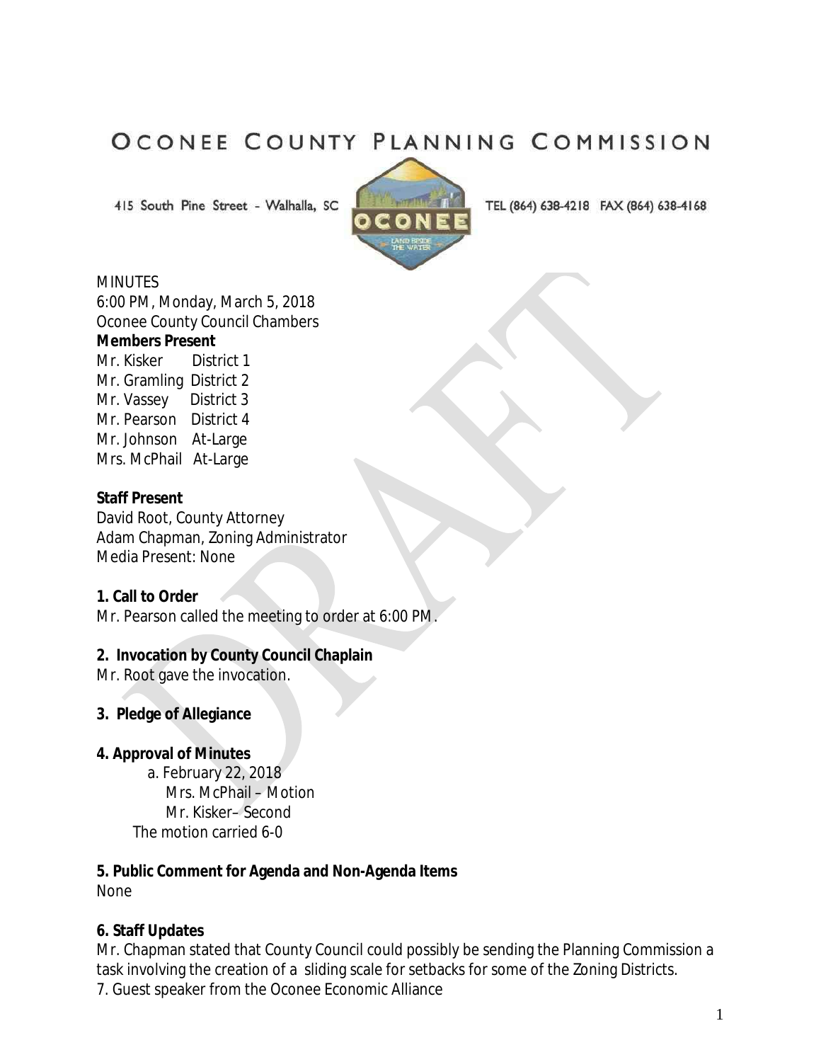# OCONEE COUNTY PLANNING COMMISSION

415 South Pine Street - Walhalla, SC TEL (864) 638-4218 FAX (864) 638-4168

MINUTES
6:00 PM, Monday, March 5, 2018
Oconee County Council Chambers

**Members Present**

Mr. Kisker District 1
Mr. Gramling District 2
Mr. Vassey District 3
Mr. Pearson District 4
Mr. Johnson At-Large
Mrs. McPhail At-Large

**Staff Present**

David Root, County Attorney
Adam Chapman, Zoning Administrator
Media Present: None

**1. Call to Order**

Mr. Pearson called the meeting to order at 6:00 PM.

**2. Invocation by County Council Chaplain**

Mr. Root gave the invocation.

**3. Pledge of Allegiance**

**4. Approval of Minutes**

a. February 22, 2018
Mrs. McPhail – Motion
Mr. Kisker– Second
The motion carried 6-0

**5. Public Comment for Agenda and Non-Agenda Items**

None

**6. Staff Updates**

Mr. Chapman stated that County Council could possibly be sending the Planning Commission a task involving the creation of a sliding scale for setbacks for some of the Zoning Districts.

7. Guest speaker from the Oconee Economic Alliance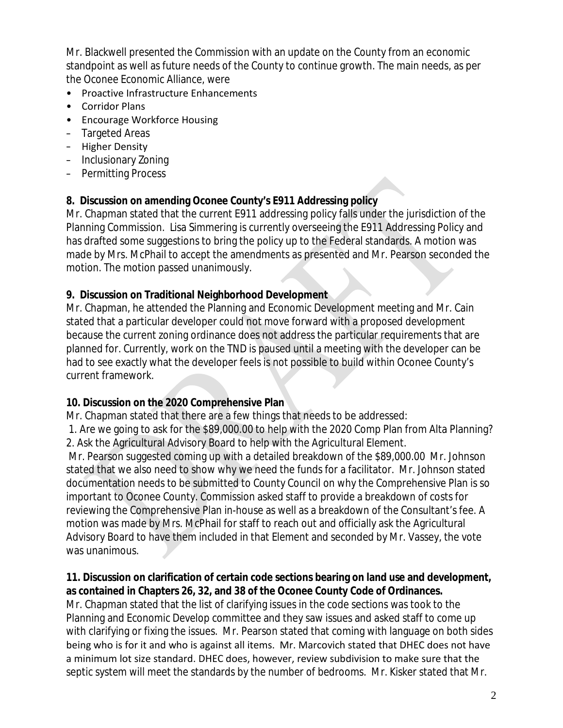Mr. Blackwell presented the Commission with an update on the County from an economic standpoint as well as future needs of the County to continue growth. The main needs, as per the Oconee Economic Alliance, were

- Proactive Infrastructure Enhancements
- Corridor Plans
- Encourage Workforce Housing
  - Targeted Areas
  - Higher Density
  - Inclusionary Zoning
  - Permitting Process

**8. Discussion on amending Oconee County's E911 Addressing policy**

Mr. Chapman stated that the current E911 addressing policy falls under the jurisdiction of the Planning Commission. Lisa Simmering is currently overseeing the E911 Addressing Policy and has drafted some suggestions to bring the policy up to the Federal standards. A motion was made by Mrs. McPhail to accept the amendments as presented and Mr. Pearson seconded the motion. The motion passed unanimously.

**9. Discussion on Traditional Neighborhood Development**

Mr. Chapman, he attended the Planning and Economic Development meeting and Mr. Cain stated that a particular developer could not move forward with a proposed development because the current zoning ordinance does not address the particular requirements that are planned for. Currently, work on the TND is paused until a meeting with the developer can be had to see exactly what the developer feels is not possible to build within Oconee County's current framework.

**10. Discussion on the 2020 Comprehensive Plan**

Mr. Chapman stated that there are a few things that needs to be addressed:

1. Are we going to ask for the $89,000.00 to help with the 2020 Comp Plan from Alta Planning?
2. Ask the Agricultural Advisory Board to help with the Agricultural Element.

Mr. Pearson suggested coming up with a detailed breakdown of the $89,000.00 Mr. Johnson stated that we also need to show why we need the funds for a facilitator. Mr. Johnson stated documentation needs to be submitted to County Council on why the Comprehensive Plan is so important to Oconee County. Commission asked staff to provide a breakdown of costs for reviewing the Comprehensive Plan in-house as well as a breakdown of the Consultant's fee. A motion was made by Mrs. McPhail for staff to reach out and officially ask the Agricultural Advisory Board to have them included in that Element and seconded by Mr. Vassey, the vote was unanimous.

**11. Discussion on clarification of certain code sections bearing on land use and development, as contained in Chapters 26, 32, and 38 of the Oconee County Code of Ordinances.**

Mr. Chapman stated that the list of clarifying issues in the code sections was took to the Planning and Economic Develop committee and they saw issues and asked staff to come up with clarifying or fixing the issues. Mr. Pearson stated that coming with language on both sides being who is for it and who is against all items. Mr. Marcovich stated that DHEC does not have a minimum lot size standard. DHEC does, however, review subdivision to make sure that the septic system will meet the standards by the number of bedrooms. Mr. Kisker stated that Mr.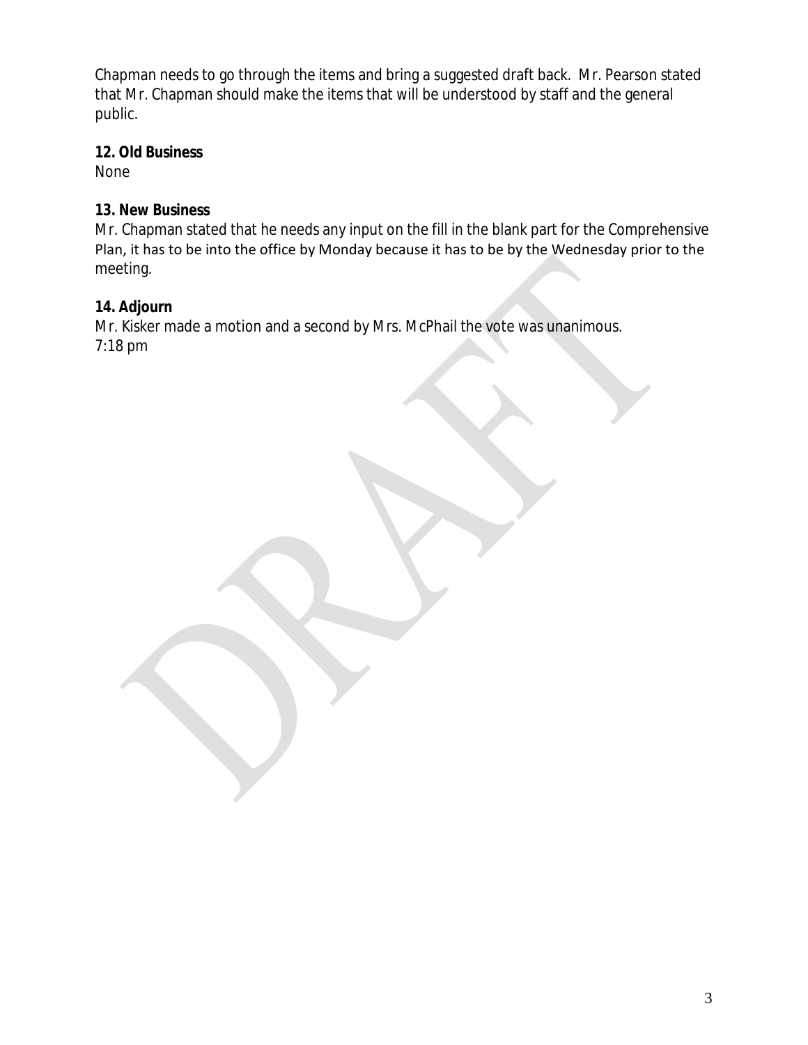Chapman needs to go through the items and bring a suggested draft back. Mr. Pearson stated that Mr. Chapman should make the items that will be understood by staff and the general public.

**12. Old Business**
None

**13. New Business**
Mr. Chapman stated that he needs any input on the fill in the blank part for the Comprehensive Plan, it has to be into the office by Monday because it has to be by the Wednesday prior to the meeting.

**14. Adjourn**
Mr. Kisker made a motion and a second by Mrs. McPhail the vote was unanimous.
7:18 pm